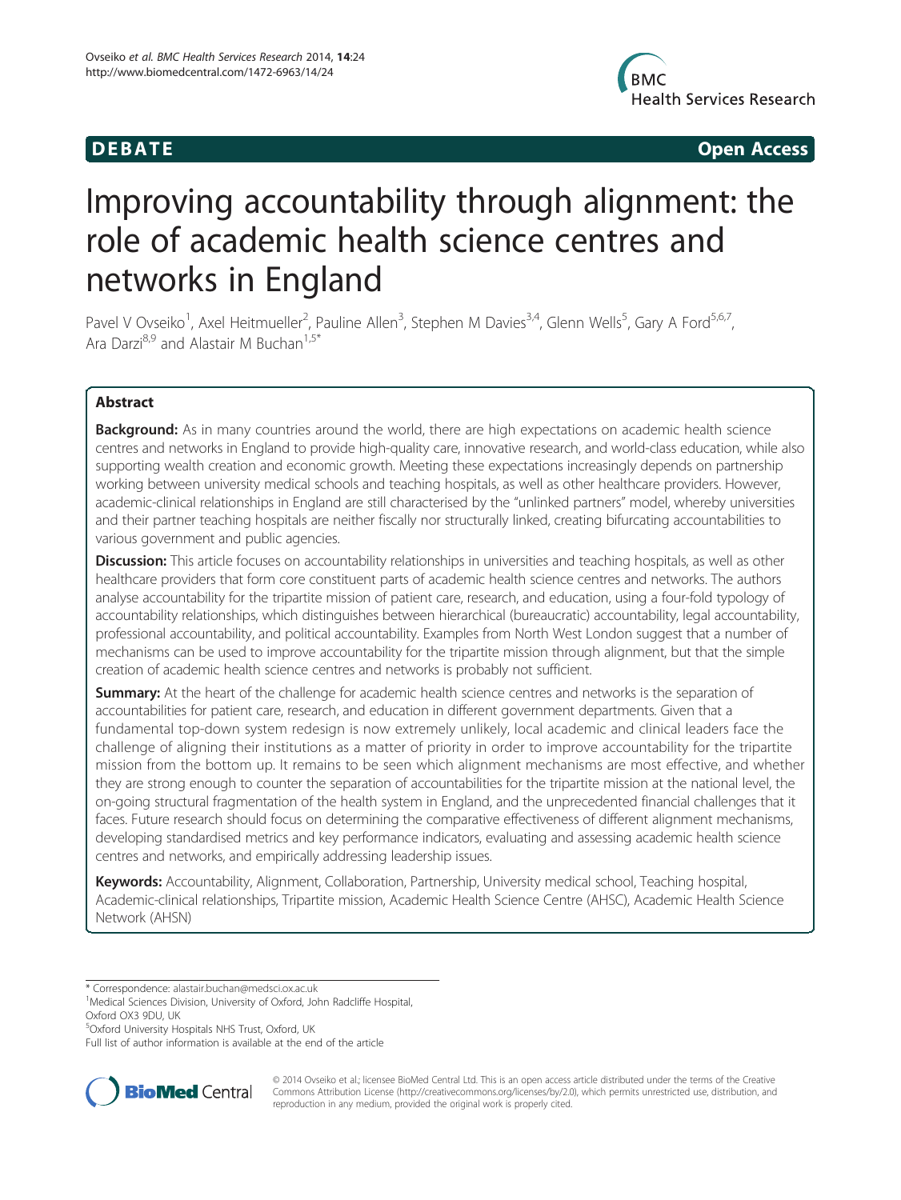DEBATE Open Access

# Improving accountability through alignment: the role of academic health science centres and networks in England

Pavel V Ovseiko[1], Axel Heitmueller[2], Pauline Allen[3], Stephen M Davies[3,4], Glenn Wells[5], Gary A Ford[5,6,7], Ara Darzi[8,9] and Alastair M Buchan[1,5*]

## Abstract

**Background:** As in many countries around the world, there are high expectations on academic health science centres and networks in England to provide high-quality care, innovative research, and world-class education, while also supporting wealth creation and economic growth. Meeting these expectations increasingly depends on partnership working between university medical schools and teaching hospitals, as well as other healthcare providers. However, academic-clinical relationships in England are still characterised by the "unlinked partners" model, whereby universities and their partner teaching hospitals are neither fiscally nor structurally linked, creating bifurcating accountabilities to various government and public agencies.

**Discussion:** This article focuses on accountability relationships in universities and teaching hospitals, as well as other healthcare providers that form core constituent parts of academic health science centres and networks. The authors analyse accountability for the tripartite mission of patient care, research, and education, using a four-fold typology of accountability relationships, which distinguishes between hierarchical (bureaucratic) accountability, legal accountability, professional accountability, and political accountability. Examples from North West London suggest that a number of mechanisms can be used to improve accountability for the tripartite mission through alignment, but that the simple creation of academic health science centres and networks is probably not sufficient.

**Summary:** At the heart of the challenge for academic health science centres and networks is the separation of accountabilities for patient care, research, and education in different government departments. Given that a fundamental top-down system redesign is now extremely unlikely, local academic and clinical leaders face the challenge of aligning their institutions as a matter of priority in order to improve accountability for the tripartite mission from the bottom up. It remains to be seen which alignment mechanisms are most effective, and whether they are strong enough to counter the separation of accountabilities for the tripartite mission at the national level, the on-going structural fragmentation of the health system in England, and the unprecedented financial challenges that it faces. Future research should focus on determining the comparative effectiveness of different alignment mechanisms, developing standardised metrics and key performance indicators, evaluating and assessing academic health science centres and networks, and empirically addressing leadership issues.

**Keywords:** Accountability, Alignment, Collaboration, Partnership, University medical school, Teaching hospital, Academic-clinical relationships, Tripartite mission, Academic Health Science Centre (AHSC), Academic Health Science Network (AHSN)

---

* Correspondence: alastair.buchan@medsci.ox.ac.uk
[1]Medical Sciences Division, University of Oxford, John Radcliffe Hospital, Oxford OX3 9DU, UK
[5]Oxford University Hospitals NHS Trust, Oxford, UK
Full list of author information is available at the end of the article

© 2014 Ovseiko et al.; licensee BioMed Central Ltd. This is an open access article distributed under the terms of the Creative Commons Attribution License (http://creativecommons.org/licenses/by/2.0), which permits unrestricted use, distribution, and reproduction in any medium, provided the original work is properly cited.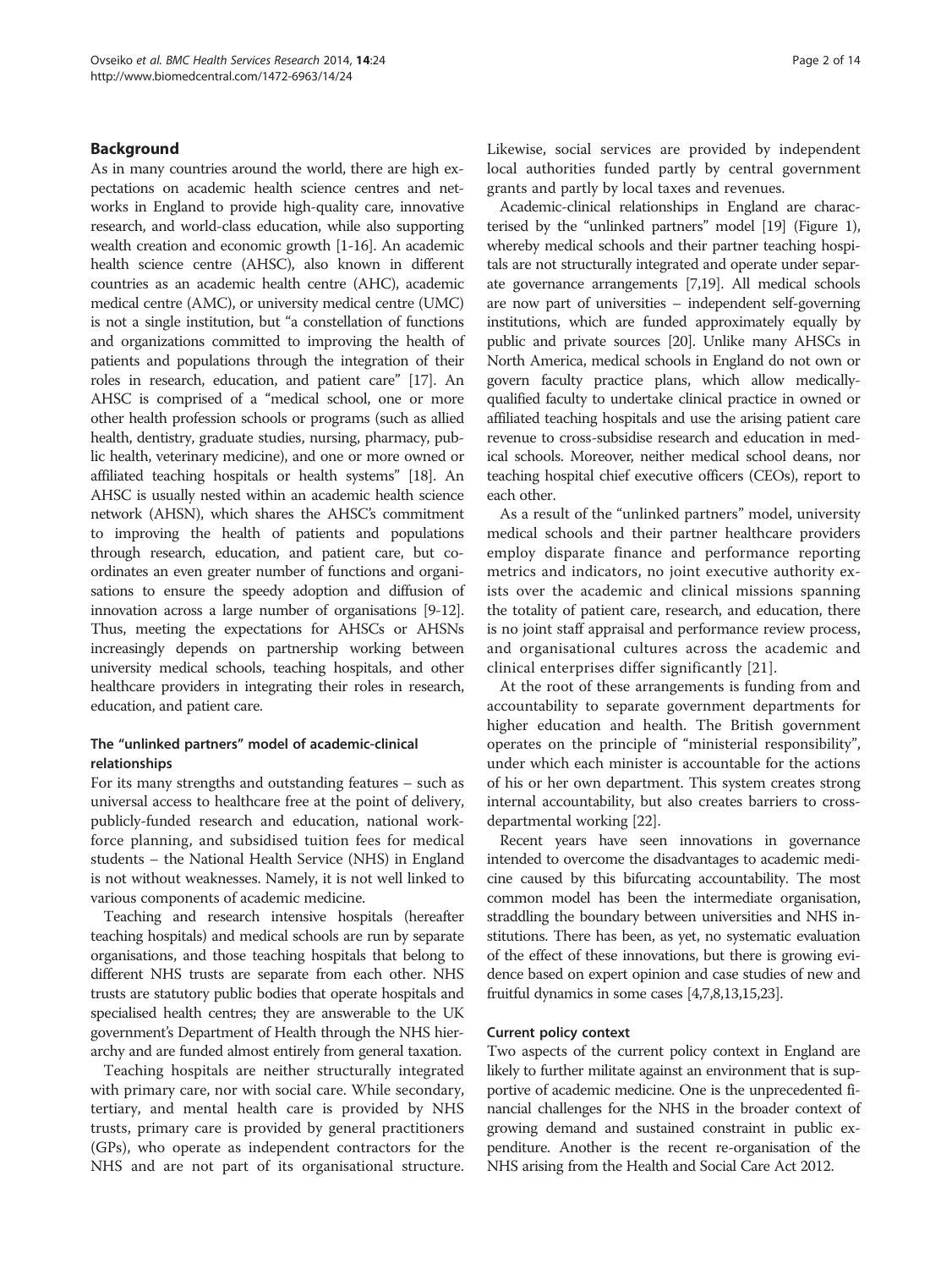## Background

As in many countries around the world, there are high expectations on academic health science centres and networks in England to provide high-quality care, innovative research, and world-class education, while also supporting wealth creation and economic growth [1-16]. An academic health science centre (AHSC), also known in different countries as an academic health centre (AHC), academic medical centre (AMC), or university medical centre (UMC) is not a single institution, but "a constellation of functions and organizations committed to improving the health of patients and populations through the integration of their roles in research, education, and patient care" [17]. An AHSC is comprised of a "medical school, one or more other health profession schools or programs (such as allied health, dentistry, graduate studies, nursing, pharmacy, public health, veterinary medicine), and one or more owned or affiliated teaching hospitals or health systems" [18]. An AHSC is usually nested within an academic health science network (AHSN), which shares the AHSC's commitment to improving the health of patients and populations through research, education, and patient care, but coordinates an even greater number of functions and organisations to ensure the speedy adoption and diffusion of innovation across a large number of organisations [9-12]. Thus, meeting the expectations for AHSCs or AHSNs increasingly depends on partnership working between university medical schools, teaching hospitals, and other healthcare providers in integrating their roles in research, education, and patient care.

### The "unlinked partners" model of academic-clinical relationships

For its many strengths and outstanding features – such as universal access to healthcare free at the point of delivery, publicly-funded research and education, national workforce planning, and subsidised tuition fees for medical students – the National Health Service (NHS) in England is not without weaknesses. Namely, it is not well linked to various components of academic medicine.

Teaching and research intensive hospitals (hereafter teaching hospitals) and medical schools are run by separate organisations, and those teaching hospitals that belong to different NHS trusts are separate from each other. NHS trusts are statutory public bodies that operate hospitals and specialised health centres; they are answerable to the UK government's Department of Health through the NHS hierarchy and are funded almost entirely from general taxation.

Teaching hospitals are neither structurally integrated with primary care, nor with social care. While secondary, tertiary, and mental health care is provided by NHS trusts, primary care is provided by general practitioners (GPs), who operate as independent contractors for the NHS and are not part of its organisational structure. Likewise, social services are provided by independent local authorities funded partly by central government grants and partly by local taxes and revenues.

Academic-clinical relationships in England are characterised by the "unlinked partners" model [19] (Figure 1), whereby medical schools and their partner teaching hospitals are not structurally integrated and operate under separate governance arrangements [7,19]. All medical schools are now part of universities – independent self-governing institutions, which are funded approximately equally by public and private sources [20]. Unlike many AHSCs in North America, medical schools in England do not own or govern faculty practice plans, which allow medically-qualified faculty to undertake clinical practice in owned or affiliated teaching hospitals and use the arising patient care revenue to cross-subsidise research and education in medical schools. Moreover, neither medical school deans, nor teaching hospital chief executive officers (CEOs), report to each other.

As a result of the "unlinked partners" model, university medical schools and their partner healthcare providers employ disparate finance and performance reporting metrics and indicators, no joint executive authority exists over the academic and clinical missions spanning the totality of patient care, research, and education, there is no joint staff appraisal and performance review process, and organisational cultures across the academic and clinical enterprises differ significantly [21].

At the root of these arrangements is funding from and accountability to separate government departments for higher education and health. The British government operates on the principle of "ministerial responsibility", under which each minister is accountable for the actions of his or her own department. This system creates strong internal accountability, but also creates barriers to cross-departmental working [22].

Recent years have seen innovations in governance intended to overcome the disadvantages to academic medicine caused by this bifurcating accountability. The most common model has been the intermediate organisation, straddling the boundary between universities and NHS institutions. There has been, as yet, no systematic evaluation of the effect of these innovations, but there is growing evidence based on expert opinion and case studies of new and fruitful dynamics in some cases [4,7,8,13,15,23].

### Current policy context

Two aspects of the current policy context in England are likely to further militate against an environment that is supportive of academic medicine. One is the unprecedented financial challenges for the NHS in the broader context of growing demand and sustained constraint in public expenditure. Another is the recent re-organisation of the NHS arising from the Health and Social Care Act 2012.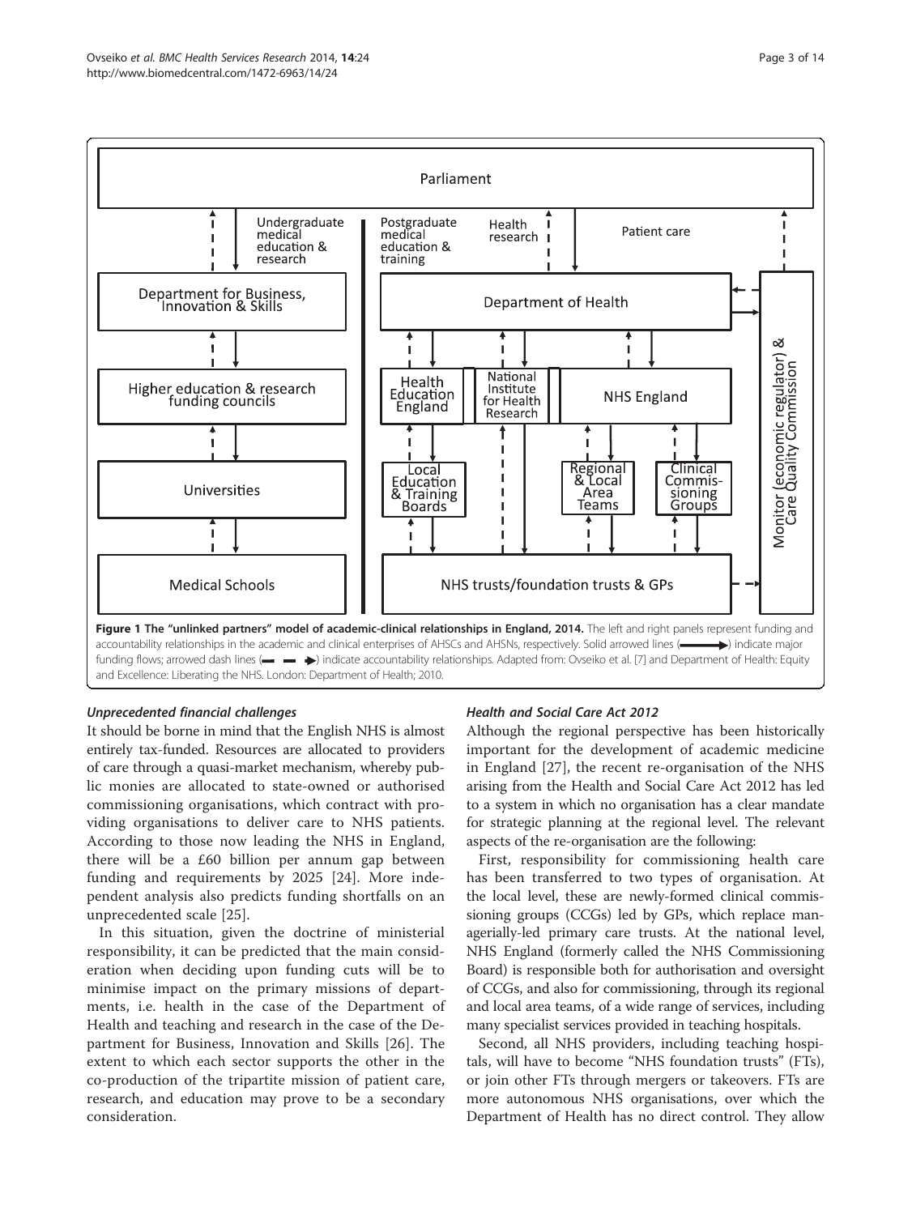**Figure 1 The "unlinked partners" model of academic-clinical relationships in England, 2014.** The left and right panels represent funding and accountability relationships in the academic and clinical enterprises of AHSCs and AHSNs, respectively. Solid arrowed lines (→) indicate major funding flows; arrowed dash lines (- - →) indicate accountability relationships. Adapted from: Ovseiko et al. [7] and Department of Health: Equity and Excellence: Liberating the NHS. London: Department of Health; 2010.

### *Unprecedented financial challenges*

It should be borne in mind that the English NHS is almost entirely tax-funded. Resources are allocated to providers of care through a quasi-market mechanism, whereby public monies are allocated to state-owned or authorised commissioning organisations, which contract with providing organisations to deliver care to NHS patients. According to those now leading the NHS in England, there will be a £60 billion per annum gap between funding and requirements by 2025 [24]. More independent analysis also predicts funding shortfalls on an unprecedented scale [25].

In this situation, given the doctrine of ministerial responsibility, it can be predicted that the main consideration when deciding upon funding cuts will be to minimise impact on the primary missions of departments, i.e. health in the case of the Department of Health and teaching and research in the case of the Department for Business, Innovation and Skills [26]. The extent to which each sector supports the other in the co-production of the tripartite mission of patient care, research, and education may prove to be a secondary consideration.

### *Health and Social Care Act 2012*

Although the regional perspective has been historically important for the development of academic medicine in England [27], the recent re-organisation of the NHS arising from the Health and Social Care Act 2012 has led to a system in which no organisation has a clear mandate for strategic planning at the regional level. The relevant aspects of the re-organisation are the following:

First, responsibility for commissioning health care has been transferred to two types of organisation. At the local level, these are newly-formed clinical commissioning groups (CCGs) led by GPs, which replace managerially-led primary care trusts. At the national level, NHS England (formerly called the NHS Commissioning Board) is responsible both for authorisation and oversight of CCGs, and also for commissioning, through its regional and local area teams, of a wide range of services, including many specialist services provided in teaching hospitals.

Second, all NHS providers, including teaching hospitals, will have to become "NHS foundation trusts" (FTs), or join other FTs through mergers or takeovers. FTs are more autonomous NHS organisations, over which the Department of Health has no direct control. They allow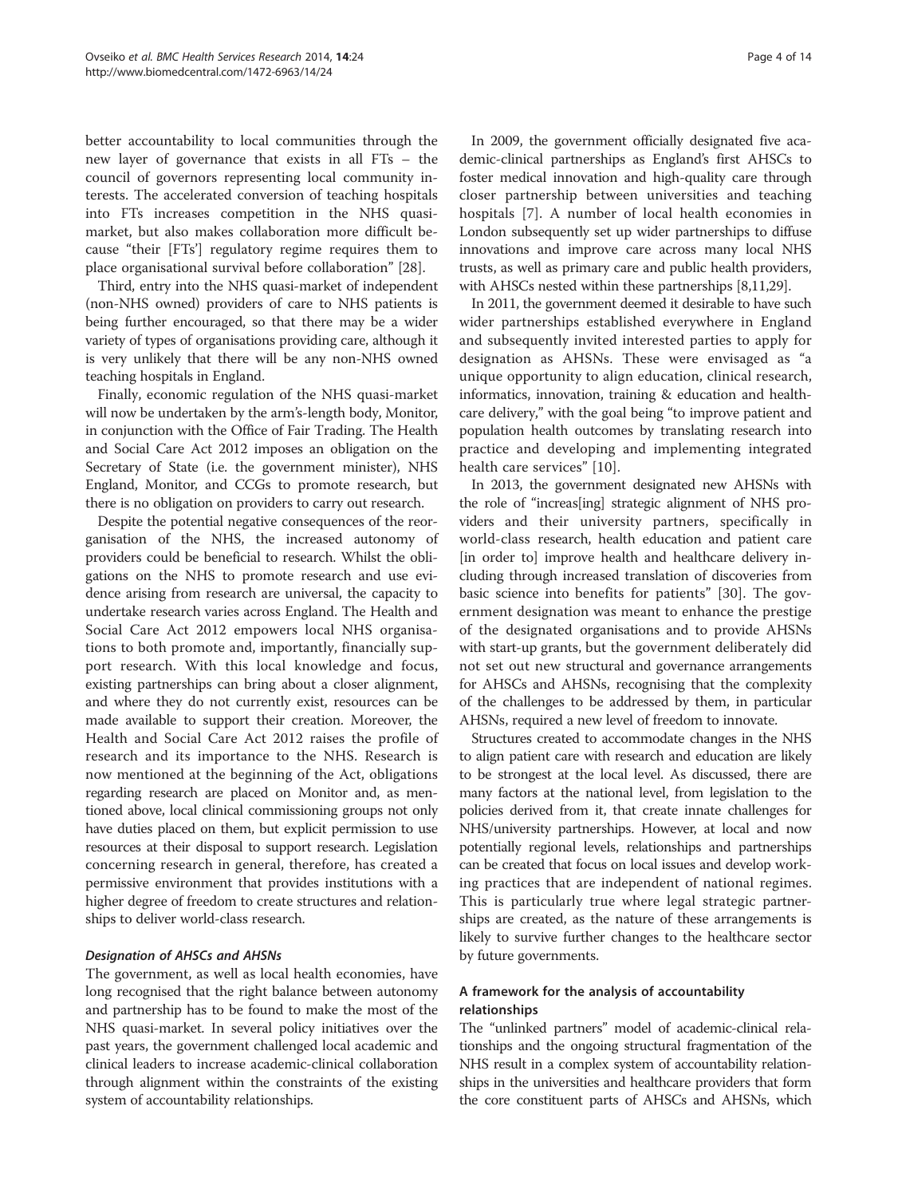better accountability to local communities through the new layer of governance that exists in all FTs – the council of governors representing local community interests. The accelerated conversion of teaching hospitals into FTs increases competition in the NHS quasi-market, but also makes collaboration more difficult because "their [FTs'] regulatory regime requires them to place organisational survival before collaboration" [28].

Third, entry into the NHS quasi-market of independent (non-NHS owned) providers of care to NHS patients is being further encouraged, so that there may be a wider variety of types of organisations providing care, although it is very unlikely that there will be any non-NHS owned teaching hospitals in England.

Finally, economic regulation of the NHS quasi-market will now be undertaken by the arm's-length body, Monitor, in conjunction with the Office of Fair Trading. The Health and Social Care Act 2012 imposes an obligation on the Secretary of State (i.e. the government minister), NHS England, Monitor, and CCGs to promote research, but there is no obligation on providers to carry out research.

Despite the potential negative consequences of the reorganisation of the NHS, the increased autonomy of providers could be beneficial to research. Whilst the obligations on the NHS to promote research and use evidence arising from research are universal, the capacity to undertake research varies across England. The Health and Social Care Act 2012 empowers local NHS organisations to both promote and, importantly, financially support research. With this local knowledge and focus, existing partnerships can bring about a closer alignment, and where they do not currently exist, resources can be made available to support their creation. Moreover, the Health and Social Care Act 2012 raises the profile of research and its importance to the NHS. Research is now mentioned at the beginning of the Act, obligations regarding research are placed on Monitor and, as mentioned above, local clinical commissioning groups not only have duties placed on them, but explicit permission to use resources at their disposal to support research. Legislation concerning research in general, therefore, has created a permissive environment that provides institutions with a higher degree of freedom to create structures and relationships to deliver world-class research.

#### *Designation of AHSCs and AHSNs*

The government, as well as local health economies, have long recognised that the right balance between autonomy and partnership has to be found to make the most of the NHS quasi-market. In several policy initiatives over the past years, the government challenged local academic and clinical leaders to increase academic-clinical collaboration through alignment within the constraints of the existing system of accountability relationships.

In 2009, the government officially designated five academic-clinical partnerships as England's first AHSCs to foster medical innovation and high-quality care through closer partnership between universities and teaching hospitals [7]. A number of local health economies in London subsequently set up wider partnerships to diffuse innovations and improve care across many local NHS trusts, as well as primary care and public health providers, with AHSCs nested within these partnerships [8,11,29].

In 2011, the government deemed it desirable to have such wider partnerships established everywhere in England and subsequently invited interested parties to apply for designation as AHSNs. These were envisaged as "a unique opportunity to align education, clinical research, informatics, innovation, training & education and healthcare delivery," with the goal being "to improve patient and population health outcomes by translating research into practice and developing and implementing integrated health care services" [10].

In 2013, the government designated new AHSNs with the role of "increas[ing] strategic alignment of NHS providers and their university partners, specifically in world-class research, health education and patient care [in order to] improve health and healthcare delivery including through increased translation of discoveries from basic science into benefits for patients" [30]. The government designation was meant to enhance the prestige of the designated organisations and to provide AHSNs with start-up grants, but the government deliberately did not set out new structural and governance arrangements for AHSCs and AHSNs, recognising that the complexity of the challenges to be addressed by them, in particular AHSNs, required a new level of freedom to innovate.

Structures created to accommodate changes in the NHS to align patient care with research and education are likely to be strongest at the local level. As discussed, there are many factors at the national level, from legislation to the policies derived from it, that create innate challenges for NHS/university partnerships. However, at local and now potentially regional levels, relationships and partnerships can be created that focus on local issues and develop working practices that are independent of national regimes. This is particularly true where legal strategic partnerships are created, as the nature of these arrangements is likely to survive further changes to the healthcare sector by future governments.

### A framework for the analysis of accountability relationships

The "unlinked partners" model of academic-clinical relationships and the ongoing structural fragmentation of the NHS result in a complex system of accountability relationships in the universities and healthcare providers that form the core constituent parts of AHSCs and AHSNs, which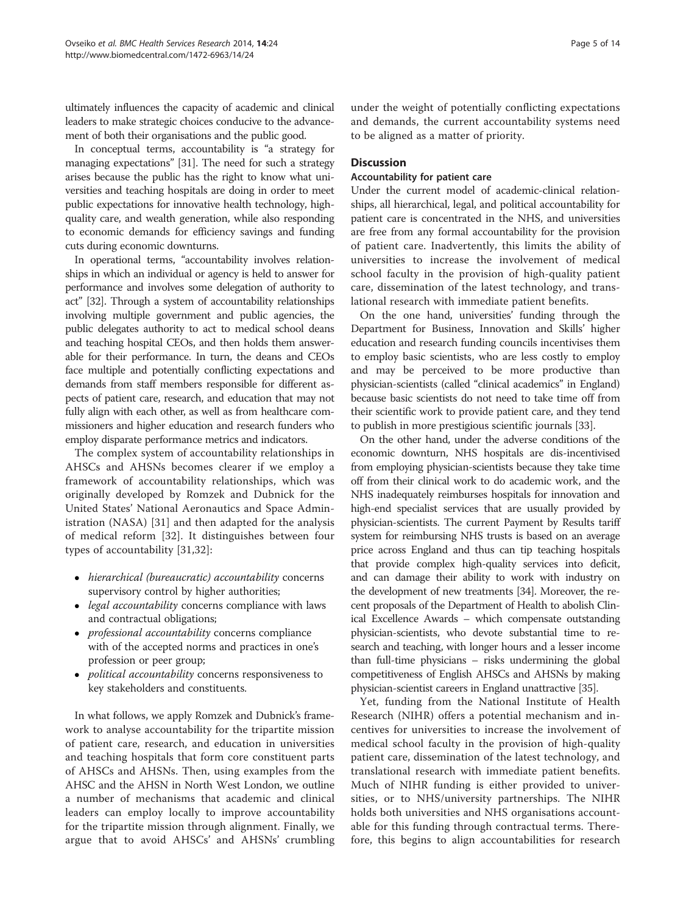ultimately influences the capacity of academic and clinical leaders to make strategic choices conducive to the advancement of both their organisations and the public good.

In conceptual terms, accountability is "a strategy for managing expectations" [31]. The need for such a strategy arises because the public has the right to know what universities and teaching hospitals are doing in order to meet public expectations for innovative health technology, high-quality care, and wealth generation, while also responding to economic demands for efficiency savings and funding cuts during economic downturns.

In operational terms, "accountability involves relationships in which an individual or agency is held to answer for performance and involves some delegation of authority to act" [32]. Through a system of accountability relationships involving multiple government and public agencies, the public delegates authority to act to medical school deans and teaching hospital CEOs, and then holds them answerable for their performance. In turn, the deans and CEOs face multiple and potentially conflicting expectations and demands from staff members responsible for different aspects of patient care, research, and education that may not fully align with each other, as well as from healthcare commissioners and higher education and research funders who employ disparate performance metrics and indicators.

The complex system of accountability relationships in AHSCs and AHSNs becomes clearer if we employ a framework of accountability relationships, which was originally developed by Romzek and Dubnick for the United States' National Aeronautics and Space Administration (NASA) [31] and then adapted for the analysis of medical reform [32]. It distinguishes between four types of accountability [31,32]:

- *hierarchical (bureaucratic) accountability* concerns supervisory control by higher authorities;
- *legal accountability* concerns compliance with laws and contractual obligations;
- *professional accountability* concerns compliance with of the accepted norms and practices in one's profession or peer group;
- *political accountability* concerns responsiveness to key stakeholders and constituents.

In what follows, we apply Romzek and Dubnick's framework to analyse accountability for the tripartite mission of patient care, research, and education in universities and teaching hospitals that form core constituent parts of AHSCs and AHSNs. Then, using examples from the AHSC and the AHSN in North West London, we outline a number of mechanisms that academic and clinical leaders can employ locally to improve accountability for the tripartite mission through alignment. Finally, we argue that to avoid AHSCs' and AHSNs' crumbling under the weight of potentially conflicting expectations and demands, the current accountability systems need to be aligned as a matter of priority.

## Discussion

### Accountability for patient care

Under the current model of academic-clinical relationships, all hierarchical, legal, and political accountability for patient care is concentrated in the NHS, and universities are free from any formal accountability for the provision of patient care. Inadvertently, this limits the ability of universities to increase the involvement of medical school faculty in the provision of high-quality patient care, dissemination of the latest technology, and translational research with immediate patient benefits.

On the one hand, universities' funding through the Department for Business, Innovation and Skills' higher education and research funding councils incentivises them to employ basic scientists, who are less costly to employ and may be perceived to be more productive than physician-scientists (called "clinical academics" in England) because basic scientists do not need to take time off from their scientific work to provide patient care, and they tend to publish in more prestigious scientific journals [33].

On the other hand, under the adverse conditions of the economic downturn, NHS hospitals are dis-incentivised from employing physician-scientists because they take time off from their clinical work to do academic work, and the NHS inadequately reimburses hospitals for innovation and high-end specialist services that are usually provided by physician-scientists. The current Payment by Results tariff system for reimbursing NHS trusts is based on an average price across England and thus can tip teaching hospitals that provide complex high-quality services into deficit, and can damage their ability to work with industry on the development of new treatments [34]. Moreover, the recent proposals of the Department of Health to abolish Clinical Excellence Awards – which compensate outstanding physician-scientists, who devote substantial time to research and teaching, with longer hours and a lesser income than full-time physicians – risks undermining the global competitiveness of English AHSCs and AHSNs by making physician-scientist careers in England unattractive [35].

Yet, funding from the National Institute of Health Research (NIHR) offers a potential mechanism and incentives for universities to increase the involvement of medical school faculty in the provision of high-quality patient care, dissemination of the latest technology, and translational research with immediate patient benefits. Much of NIHR funding is either provided to universities, or to NHS/university partnerships. The NIHR holds both universities and NHS organisations accountable for this funding through contractual terms. Therefore, this begins to align accountabilities for research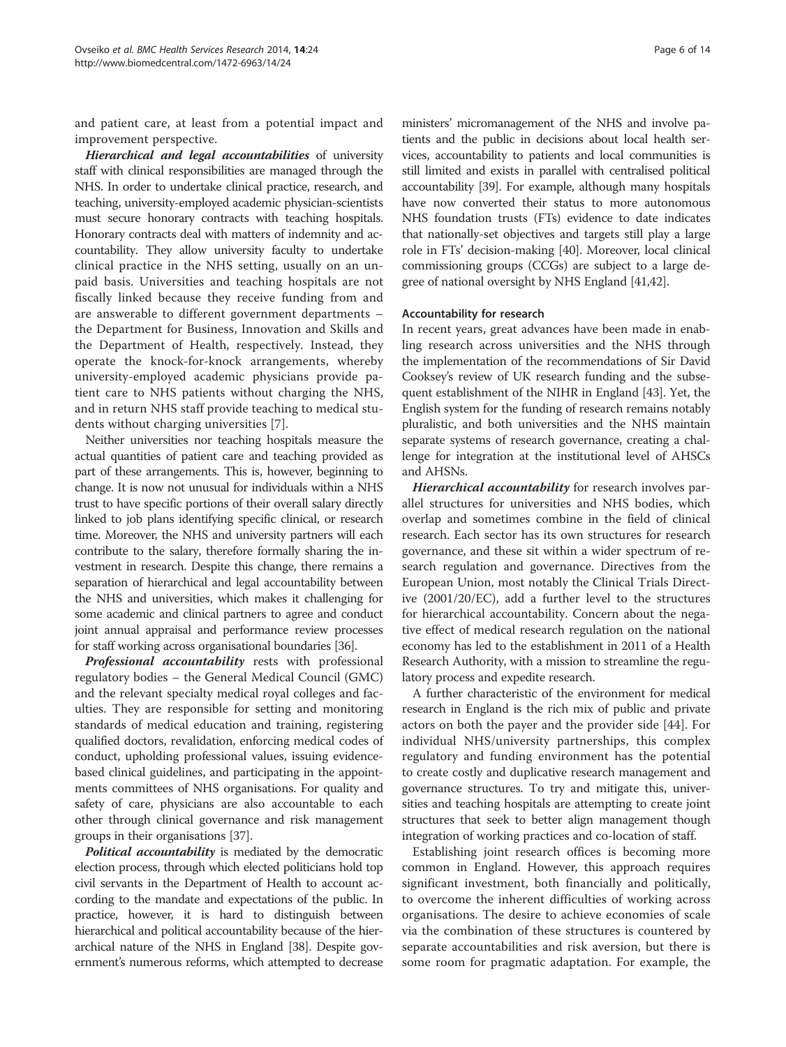and patient care, at least from a potential impact and improvement perspective.

***Hierarchical and legal accountabilities*** of university staff with clinical responsibilities are managed through the NHS. In order to undertake clinical practice, research, and teaching, university-employed academic physician-scientists must secure honorary contracts with teaching hospitals. Honorary contracts deal with matters of indemnity and accountability. They allow university faculty to undertake clinical practice in the NHS setting, usually on an unpaid basis. Universities and teaching hospitals are not fiscally linked because they receive funding from and are answerable to different government departments – the Department for Business, Innovation and Skills and the Department of Health, respectively. Instead, they operate the knock-for-knock arrangements, whereby university-employed academic physicians provide patient care to NHS patients without charging the NHS, and in return NHS staff provide teaching to medical students without charging universities [7].

Neither universities nor teaching hospitals measure the actual quantities of patient care and teaching provided as part of these arrangements. This is, however, beginning to change. It is now not unusual for individuals within a NHS trust to have specific portions of their overall salary directly linked to job plans identifying specific clinical, or research time. Moreover, the NHS and university partners will each contribute to the salary, therefore formally sharing the investment in research. Despite this change, there remains a separation of hierarchical and legal accountability between the NHS and universities, which makes it challenging for some academic and clinical partners to agree and conduct joint annual appraisal and performance review processes for staff working across organisational boundaries [36].

***Professional accountability*** rests with professional regulatory bodies – the General Medical Council (GMC) and the relevant specialty medical royal colleges and faculties. They are responsible for setting and monitoring standards of medical education and training, registering qualified doctors, revalidation, enforcing medical codes of conduct, upholding professional values, issuing evidence-based clinical guidelines, and participating in the appointments committees of NHS organisations. For quality and safety of care, physicians are also accountable to each other through clinical governance and risk management groups in their organisations [37].

***Political accountability*** is mediated by the democratic election process, through which elected politicians hold top civil servants in the Department of Health to account according to the mandate and expectations of the public. In practice, however, it is hard to distinguish between hierarchical and political accountability because of the hierarchical nature of the NHS in England [38]. Despite government's numerous reforms, which attempted to decrease ministers' micromanagement of the NHS and involve patients and the public in decisions about local health services, accountability to patients and local communities is still limited and exists in parallel with centralised political accountability [39]. For example, although many hospitals have now converted their status to more autonomous NHS foundation trusts (FTs) evidence to date indicates that nationally-set objectives and targets still play a large role in FTs' decision-making [40]. Moreover, local clinical commissioning groups (CCGs) are subject to a large degree of national oversight by NHS England [41,42].

#### Accountability for research

In recent years, great advances have been made in enabling research across universities and the NHS through the implementation of the recommendations of Sir David Cooksey's review of UK research funding and the subsequent establishment of the NIHR in England [43]. Yet, the English system for the funding of research remains notably pluralistic, and both universities and the NHS maintain separate systems of research governance, creating a challenge for integration at the institutional level of AHSCs and AHSNs.

***Hierarchical accountability*** for research involves parallel structures for universities and NHS bodies, which overlap and sometimes combine in the field of clinical research. Each sector has its own structures for research governance, and these sit within a wider spectrum of research regulation and governance. Directives from the European Union, most notably the Clinical Trials Directive (2001/20/EC), add a further level to the structures for hierarchical accountability. Concern about the negative effect of medical research regulation on the national economy has led to the establishment in 2011 of a Health Research Authority, with a mission to streamline the regulatory process and expedite research.

A further characteristic of the environment for medical research in England is the rich mix of public and private actors on both the payer and the provider side [44]. For individual NHS/university partnerships, this complex regulatory and funding environment has the potential to create costly and duplicative research management and governance structures. To try and mitigate this, universities and teaching hospitals are attempting to create joint structures that seek to better align management though integration of working practices and co-location of staff.

Establishing joint research offices is becoming more common in England. However, this approach requires significant investment, both financially and politically, to overcome the inherent difficulties of working across organisations. The desire to achieve economies of scale via the combination of these structures is countered by separate accountabilities and risk aversion, but there is some room for pragmatic adaptation. For example, the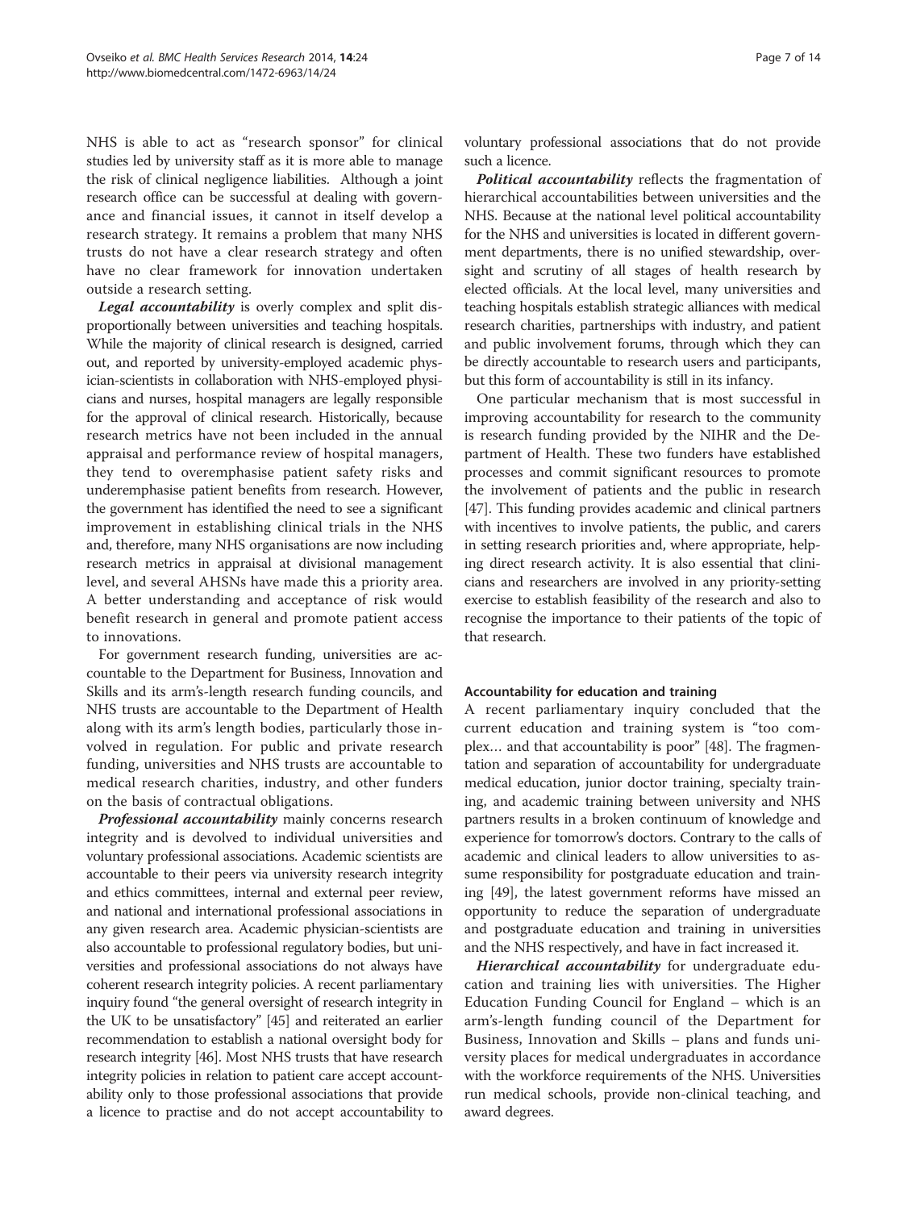NHS is able to act as "research sponsor" for clinical studies led by university staff as it is more able to manage the risk of clinical negligence liabilities. Although a joint research office can be successful at dealing with governance and financial issues, it cannot in itself develop a research strategy. It remains a problem that many NHS trusts do not have a clear research strategy and often have no clear framework for innovation undertaken outside a research setting.

***Legal accountability*** is overly complex and split disproportionally between universities and teaching hospitals. While the majority of clinical research is designed, carried out, and reported by university-employed academic physician-scientists in collaboration with NHS-employed physicians and nurses, hospital managers are legally responsible for the approval of clinical research. Historically, because research metrics have not been included in the annual appraisal and performance review of hospital managers, they tend to overemphasise patient safety risks and underemphasise patient benefits from research. However, the government has identified the need to see a significant improvement in establishing clinical trials in the NHS and, therefore, many NHS organisations are now including research metrics in appraisal at divisional management level, and several AHSNs have made this a priority area. A better understanding and acceptance of risk would benefit research in general and promote patient access to innovations.

For government research funding, universities are accountable to the Department for Business, Innovation and Skills and its arm's-length research funding councils, and NHS trusts are accountable to the Department of Health along with its arm's length bodies, particularly those involved in regulation. For public and private research funding, universities and NHS trusts are accountable to medical research charities, industry, and other funders on the basis of contractual obligations.

***Professional accountability*** mainly concerns research integrity and is devolved to individual universities and voluntary professional associations. Academic scientists are accountable to their peers via university research integrity and ethics committees, internal and external peer review, and national and international professional associations in any given research area. Academic physician-scientists are also accountable to professional regulatory bodies, but universities and professional associations do not always have coherent research integrity policies. A recent parliamentary inquiry found "the general oversight of research integrity in the UK to be unsatisfactory" [45] and reiterated an earlier recommendation to establish a national oversight body for research integrity [46]. Most NHS trusts that have research integrity policies in relation to patient care accept accountability only to those professional associations that provide a licence to practise and do not accept accountability to voluntary professional associations that do not provide such a licence.

***Political accountability*** reflects the fragmentation of hierarchical accountabilities between universities and the NHS. Because at the national level political accountability for the NHS and universities is located in different government departments, there is no unified stewardship, oversight and scrutiny of all stages of health research by elected officials. At the local level, many universities and teaching hospitals establish strategic alliances with medical research charities, partnerships with industry, and patient and public involvement forums, through which they can be directly accountable to research users and participants, but this form of accountability is still in its infancy.

One particular mechanism that is most successful in improving accountability for research to the community is research funding provided by the NIHR and the Department of Health. These two funders have established processes and commit significant resources to promote the involvement of patients and the public in research [47]. This funding provides academic and clinical partners with incentives to involve patients, the public, and carers in setting research priorities and, where appropriate, helping direct research activity. It is also essential that clinicians and researchers are involved in any priority-setting exercise to establish feasibility of the research and also to recognise the importance to their patients of the topic of that research.

#### Accountability for education and training

A recent parliamentary inquiry concluded that the current education and training system is "too complex… and that accountability is poor" [48]. The fragmentation and separation of accountability for undergraduate medical education, junior doctor training, specialty training, and academic training between university and NHS partners results in a broken continuum of knowledge and experience for tomorrow's doctors. Contrary to the calls of academic and clinical leaders to allow universities to assume responsibility for postgraduate education and training [49], the latest government reforms have missed an opportunity to reduce the separation of undergraduate and postgraduate education and training in universities and the NHS respectively, and have in fact increased it.

***Hierarchical accountability*** for undergraduate education and training lies with universities. The Higher Education Funding Council for England – which is an arm's-length funding council of the Department for Business, Innovation and Skills – plans and funds university places for medical undergraduates in accordance with the workforce requirements of the NHS. Universities run medical schools, provide non-clinical teaching, and award degrees.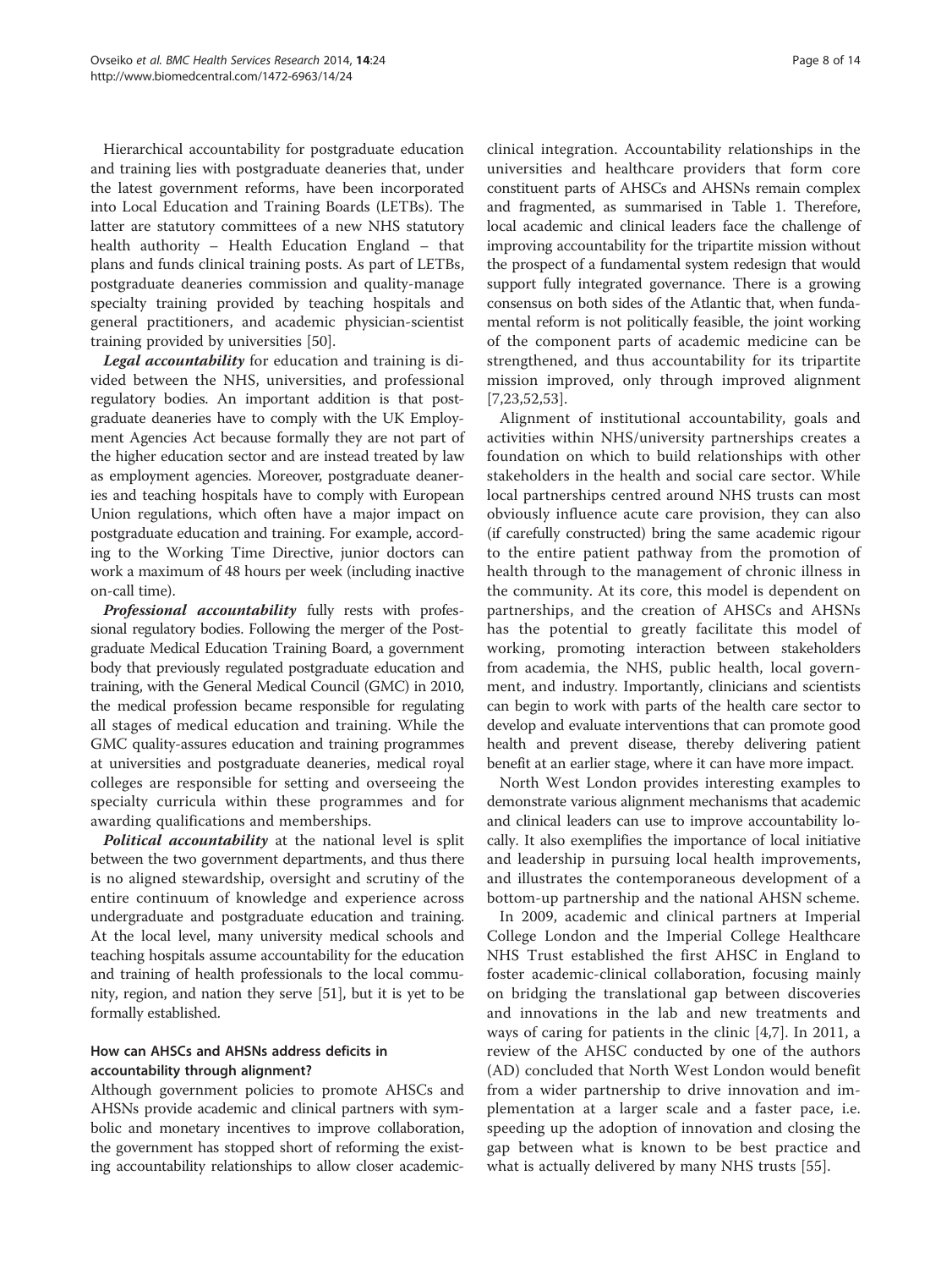Hierarchical accountability for postgraduate education and training lies with postgraduate deaneries that, under the latest government reforms, have been incorporated into Local Education and Training Boards (LETBs). The latter are statutory committees of a new NHS statutory health authority – Health Education England – that plans and funds clinical training posts. As part of LETBs, postgraduate deaneries commission and quality-manage specialty training provided by teaching hospitals and general practitioners, and academic physician-scientist training provided by universities [50].

***Legal accountability*** for education and training is divided between the NHS, universities, and professional regulatory bodies. An important addition is that postgraduate deaneries have to comply with the UK Employment Agencies Act because formally they are not part of the higher education sector and are instead treated by law as employment agencies. Moreover, postgraduate deaneries and teaching hospitals have to comply with European Union regulations, which often have a major impact on postgraduate education and training. For example, according to the Working Time Directive, junior doctors can work a maximum of 48 hours per week (including inactive on-call time).

***Professional accountability*** fully rests with professional regulatory bodies. Following the merger of the Postgraduate Medical Education Training Board, a government body that previously regulated postgraduate education and training, with the General Medical Council (GMC) in 2010, the medical profession became responsible for regulating all stages of medical education and training. While the GMC quality-assures education and training programmes at universities and postgraduate deaneries, medical royal colleges are responsible for setting and overseeing the specialty curricula within these programmes and for awarding qualifications and memberships.

***Political accountability*** at the national level is split between the two government departments, and thus there is no aligned stewardship, oversight and scrutiny of the entire continuum of knowledge and experience across undergraduate and postgraduate education and training. At the local level, many university medical schools and teaching hospitals assume accountability for the education and training of health professionals to the local community, region, and nation they serve [51], but it is yet to be formally established.

### How can AHSCs and AHSNs address deficits in accountability through alignment?

Although government policies to promote AHSCs and AHSNs provide academic and clinical partners with symbolic and monetary incentives to improve collaboration, the government has stopped short of reforming the existing accountability relationships to allow closer academic-clinical integration. Accountability relationships in the universities and healthcare providers that form core constituent parts of AHSCs and AHSNs remain complex and fragmented, as summarised in Table 1. Therefore, local academic and clinical leaders face the challenge of improving accountability for the tripartite mission without the prospect of a fundamental system redesign that would support fully integrated governance. There is a growing consensus on both sides of the Atlantic that, when fundamental reform is not politically feasible, the joint working of the component parts of academic medicine can be strengthened, and thus accountability for its tripartite mission improved, only through improved alignment [7,23,52,53].

Alignment of institutional accountability, goals and activities within NHS/university partnerships creates a foundation on which to build relationships with other stakeholders in the health and social care sector. While local partnerships centred around NHS trusts can most obviously influence acute care provision, they can also (if carefully constructed) bring the same academic rigour to the entire patient pathway from the promotion of health through to the management of chronic illness in the community. At its core, this model is dependent on partnerships, and the creation of AHSCs and AHSNs has the potential to greatly facilitate this model of working, promoting interaction between stakeholders from academia, the NHS, public health, local government, and industry. Importantly, clinicians and scientists can begin to work with parts of the health care sector to develop and evaluate interventions that can promote good health and prevent disease, thereby delivering patient benefit at an earlier stage, where it can have more impact.

North West London provides interesting examples to demonstrate various alignment mechanisms that academic and clinical leaders can use to improve accountability locally. It also exemplifies the importance of local initiative and leadership in pursuing local health improvements, and illustrates the contemporaneous development of a bottom-up partnership and the national AHSN scheme.

In 2009, academic and clinical partners at Imperial College London and the Imperial College Healthcare NHS Trust established the first AHSC in England to foster academic-clinical collaboration, focusing mainly on bridging the translational gap between discoveries and innovations in the lab and new treatments and ways of caring for patients in the clinic [4,7]. In 2011, a review of the AHSC conducted by one of the authors (AD) concluded that North West London would benefit from a wider partnership to drive innovation and implementation at a larger scale and a faster pace, i.e. speeding up the adoption of innovation and closing the gap between what is known to be best practice and what is actually delivered by many NHS trusts [55].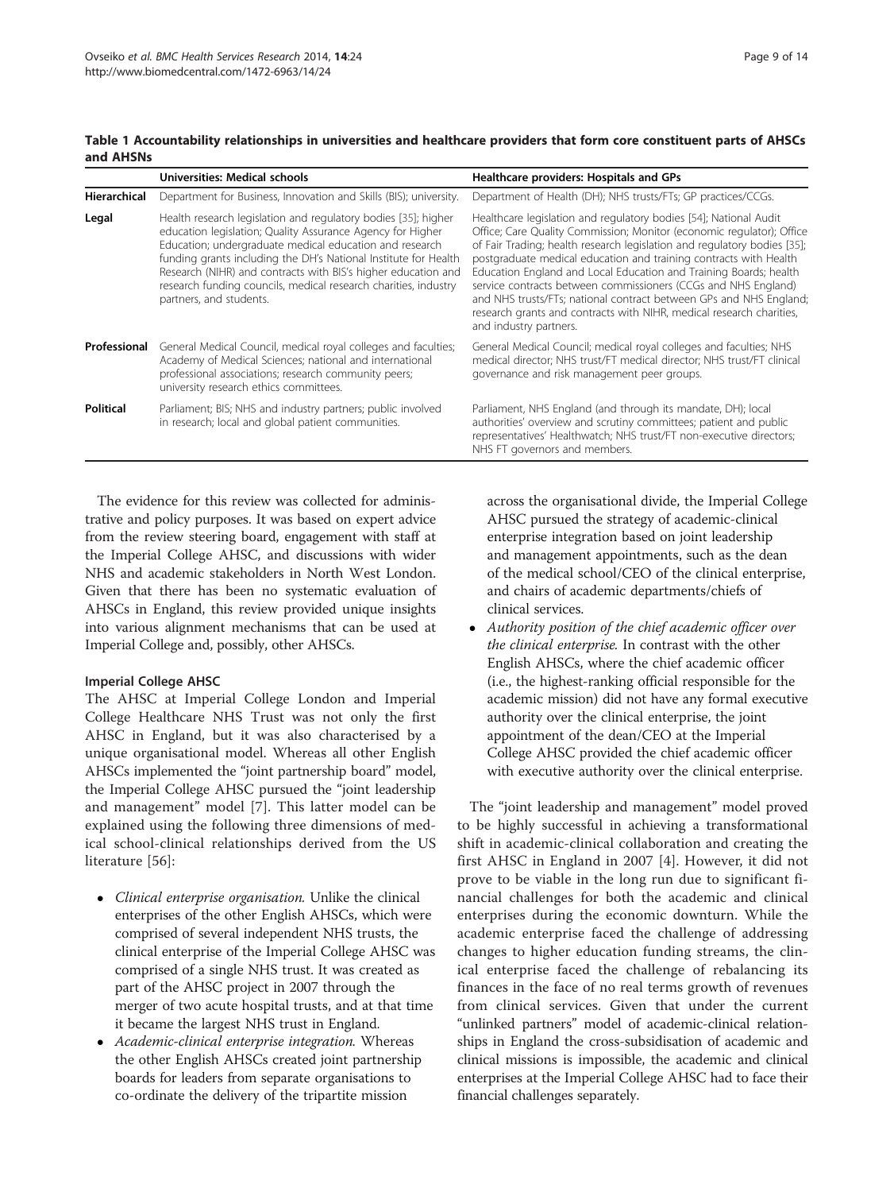**Table 1 Accountability relationships in universities and healthcare providers that form core constituent parts of AHSCs and AHSNs**

| | Universities: Medical schools | Healthcare providers: Hospitals and GPs |
|---|---|---|
| **Hierarchical** | Department for Business, Innovation and Skills (BIS); university. | Department of Health (DH); NHS trusts/FTs; GP practices/CCGs. |
| **Legal** | Health research legislation and regulatory bodies [35]; higher education legislation; Quality Assurance Agency for Higher Education; undergraduate medical education and research funding grants including the DH's National Institute for Health Research (NIHR) and contracts with BIS's higher education and research funding councils, medical research charities, industry partners, and students. | Healthcare legislation and regulatory bodies [54]; National Audit Office; Care Quality Commission; Monitor (economic regulator); Office of Fair Trading; health research legislation and regulatory bodies [35]; postgraduate medical education and training contracts with Health Education England and Local Education and Training Boards; health service contracts between commissioners (CCGs and NHS England) and NHS trusts/FTs; national contract between GPs and NHS England; research grants and contracts with NIHR, medical research charities, and industry partners. |
| **Professional** | General Medical Council, medical royal colleges and faculties; Academy of Medical Sciences; national and international professional associations; research community peers; university research ethics committees. | General Medical Council; medical royal colleges and faculties; NHS medical director; NHS trust/FT medical director; NHS trust/FT clinical governance and risk management peer groups. |
| **Political** | Parliament; BIS; NHS and industry partners; public involved in research; local and global patient communities. | Parliament, NHS England (and through its mandate, DH); local authorities' overview and scrutiny committees; patient and public representatives' Healthwatch; NHS trust/FT non-executive directors; NHS FT governors and members. |

The evidence for this review was collected for administrative and policy purposes. It was based on expert advice from the review steering board, engagement with staff at the Imperial College AHSC, and discussions with wider NHS and academic stakeholders in North West London. Given that there has been no systematic evaluation of AHSCs in England, this review provided unique insights into various alignment mechanisms that can be used at Imperial College and, possibly, other AHSCs.

#### Imperial College AHSC

The AHSC at Imperial College London and Imperial College Healthcare NHS Trust was not only the first AHSC in England, but it was also characterised by a unique organisational model. Whereas all other English AHSCs implemented the "joint partnership board" model, the Imperial College AHSC pursued the "joint leadership and management" model [7]. This latter model can be explained using the following three dimensions of medical school-clinical relationships derived from the US literature [56]:

- *Clinical enterprise organisation.* Unlike the clinical enterprises of the other English AHSCs, which were comprised of several independent NHS trusts, the clinical enterprise of the Imperial College AHSC was comprised of a single NHS trust. It was created as part of the AHSC project in 2007 through the merger of two acute hospital trusts, and at that time it became the largest NHS trust in England.
- *Academic-clinical enterprise integration.* Whereas the other English AHSCs created joint partnership boards for leaders from separate organisations to co-ordinate the delivery of the tripartite mission across the organisational divide, the Imperial College AHSC pursued the strategy of academic-clinical enterprise integration based on joint leadership and management appointments, such as the dean of the medical school/CEO of the clinical enterprise, and chairs of academic departments/chiefs of clinical services.
- *Authority position of the chief academic officer over the clinical enterprise.* In contrast with the other English AHSCs, where the chief academic officer (i.e., the highest-ranking official responsible for the academic mission) did not have any formal executive authority over the clinical enterprise, the joint appointment of the dean/CEO at the Imperial College AHSC provided the chief academic officer with executive authority over the clinical enterprise.

The "joint leadership and management" model proved to be highly successful in achieving a transformational shift in academic-clinical collaboration and creating the first AHSC in England in 2007 [4]. However, it did not prove to be viable in the long run due to significant financial challenges for both the academic and clinical enterprises during the economic downturn. While the academic enterprise faced the challenge of addressing changes to higher education funding streams, the clinical enterprise faced the challenge of rebalancing its finances in the face of no real terms growth of revenues from clinical services. Given that under the current "unlinked partners" model of academic-clinical relationships in England the cross-subsidisation of academic and clinical missions is impossible, the academic and clinical enterprises at the Imperial College AHSC had to face their financial challenges separately.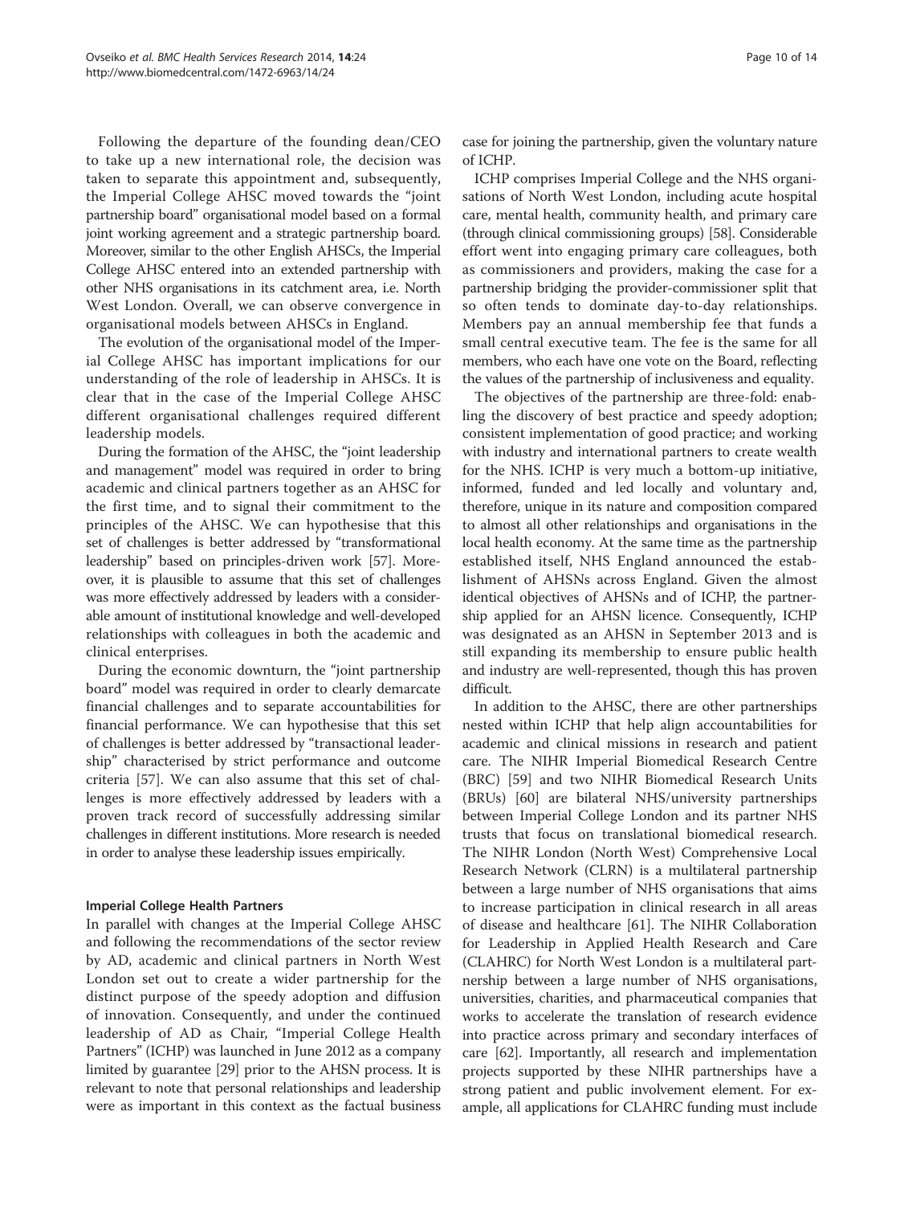Following the departure of the founding dean/CEO to take up a new international role, the decision was taken to separate this appointment and, subsequently, the Imperial College AHSC moved towards the "joint partnership board" organisational model based on a formal joint working agreement and a strategic partnership board. Moreover, similar to the other English AHSCs, the Imperial College AHSC entered into an extended partnership with other NHS organisations in its catchment area, i.e. North West London. Overall, we can observe convergence in organisational models between AHSCs in England.

The evolution of the organisational model of the Imperial College AHSC has important implications for our understanding of the role of leadership in AHSCs. It is clear that in the case of the Imperial College AHSC different organisational challenges required different leadership models.

During the formation of the AHSC, the "joint leadership and management" model was required in order to bring academic and clinical partners together as an AHSC for the first time, and to signal their commitment to the principles of the AHSC. We can hypothesise that this set of challenges is better addressed by "transformational leadership" based on principles-driven work [57]. Moreover, it is plausible to assume that this set of challenges was more effectively addressed by leaders with a considerable amount of institutional knowledge and well-developed relationships with colleagues in both the academic and clinical enterprises.

During the economic downturn, the "joint partnership board" model was required in order to clearly demarcate financial challenges and to separate accountabilities for financial performance. We can hypothesise that this set of challenges is better addressed by "transactional leadership" characterised by strict performance and outcome criteria [57]. We can also assume that this set of challenges is more effectively addressed by leaders with a proven track record of successfully addressing similar challenges in different institutions. More research is needed in order to analyse these leadership issues empirically.

#### Imperial College Health Partners

In parallel with changes at the Imperial College AHSC and following the recommendations of the sector review by AD, academic and clinical partners in North West London set out to create a wider partnership for the distinct purpose of the speedy adoption and diffusion of innovation. Consequently, and under the continued leadership of AD as Chair, "Imperial College Health Partners" (ICHP) was launched in June 2012 as a company limited by guarantee [29] prior to the AHSN process. It is relevant to note that personal relationships and leadership were as important in this context as the factual business case for joining the partnership, given the voluntary nature of ICHP.

ICHP comprises Imperial College and the NHS organisations of North West London, including acute hospital care, mental health, community health, and primary care (through clinical commissioning groups) [58]. Considerable effort went into engaging primary care colleagues, both as commissioners and providers, making the case for a partnership bridging the provider-commissioner split that so often tends to dominate day-to-day relationships. Members pay an annual membership fee that funds a small central executive team. The fee is the same for all members, who each have one vote on the Board, reflecting the values of the partnership of inclusiveness and equality.

The objectives of the partnership are three-fold: enabling the discovery of best practice and speedy adoption; consistent implementation of good practice; and working with industry and international partners to create wealth for the NHS. ICHP is very much a bottom-up initiative, informed, funded and led locally and voluntary and, therefore, unique in its nature and composition compared to almost all other relationships and organisations in the local health economy. At the same time as the partnership established itself, NHS England announced the establishment of AHSNs across England. Given the almost identical objectives of AHSNs and of ICHP, the partnership applied for an AHSN licence. Consequently, ICHP was designated as an AHSN in September 2013 and is still expanding its membership to ensure public health and industry are well-represented, though this has proven difficult.

In addition to the AHSC, there are other partnerships nested within ICHP that help align accountabilities for academic and clinical missions in research and patient care. The NIHR Imperial Biomedical Research Centre (BRC) [59] and two NIHR Biomedical Research Units (BRUs) [60] are bilateral NHS/university partnerships between Imperial College London and its partner NHS trusts that focus on translational biomedical research. The NIHR London (North West) Comprehensive Local Research Network (CLRN) is a multilateral partnership between a large number of NHS organisations that aims to increase participation in clinical research in all areas of disease and healthcare [61]. The NIHR Collaboration for Leadership in Applied Health Research and Care (CLAHRC) for North West London is a multilateral partnership between a large number of NHS organisations, universities, charities, and pharmaceutical companies that works to accelerate the translation of research evidence into practice across primary and secondary interfaces of care [62]. Importantly, all research and implementation projects supported by these NIHR partnerships have a strong patient and public involvement element. For example, all applications for CLAHRC funding must include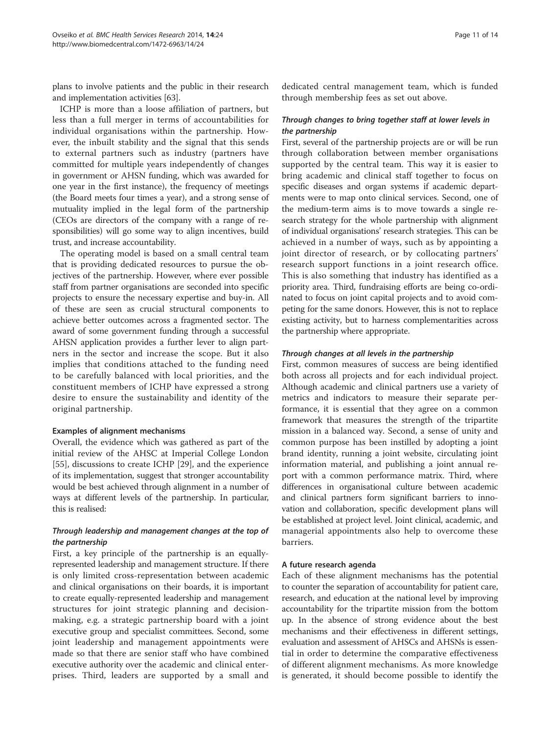plans to involve patients and the public in their research and implementation activities [63].

ICHP is more than a loose affiliation of partners, but less than a full merger in terms of accountabilities for individual organisations within the partnership. However, the inbuilt stability and the signal that this sends to external partners such as industry (partners have committed for multiple years independently of changes in government or AHSN funding, which was awarded for one year in the first instance), the frequency of meetings (the Board meets four times a year), and a strong sense of mutuality implied in the legal form of the partnership (CEOs are directors of the company with a range of responsibilities) will go some way to align incentives, build trust, and increase accountability.

The operating model is based on a small central team that is providing dedicated resources to pursue the objectives of the partnership. However, where ever possible staff from partner organisations are seconded into specific projects to ensure the necessary expertise and buy-in. All of these are seen as crucial structural components to achieve better outcomes across a fragmented sector. The award of some government funding through a successful AHSN application provides a further lever to align partners in the sector and increase the scope. But it also implies that conditions attached to the funding need to be carefully balanced with local priorities, and the constituent members of ICHP have expressed a strong desire to ensure the sustainability and identity of the original partnership.

### Examples of alignment mechanisms

Overall, the evidence which was gathered as part of the initial review of the AHSC at Imperial College London [55], discussions to create ICHP [29], and the experience of its implementation, suggest that stronger accountability would be best achieved through alignment in a number of ways at different levels of the partnership. In particular, this is realised:

#### *Through leadership and management changes at the top of the partnership*

First, a key principle of the partnership is an equally-represented leadership and management structure. If there is only limited cross-representation between academic and clinical organisations on their boards, it is important to create equally-represented leadership and management structures for joint strategic planning and decision-making, e.g. a strategic partnership board with a joint executive group and specialist committees. Second, some joint leadership and management appointments were made so that there are senior staff who have combined executive authority over the academic and clinical enterprises. Third, leaders are supported by a small and dedicated central management team, which is funded through membership fees as set out above.

#### *Through changes to bring together staff at lower levels in the partnership*

First, several of the partnership projects are or will be run through collaboration between member organisations supported by the central team. This way it is easier to bring academic and clinical staff together to focus on specific diseases and organ systems if academic departments were to map onto clinical services. Second, one of the medium-term aims is to move towards a single research strategy for the whole partnership with alignment of individual organisations' research strategies. This can be achieved in a number of ways, such as by appointing a joint director of research, or by collocating partners' research support functions in a joint research office. This is also something that industry has identified as a priority area. Third, fundraising efforts are being co-ordinated to focus on joint capital projects and to avoid competing for the same donors. However, this is not to replace existing activity, but to harness complementarities across the partnership where appropriate.

#### *Through changes at all levels in the partnership*

First, common measures of success are being identified both across all projects and for each individual project. Although academic and clinical partners use a variety of metrics and indicators to measure their separate performance, it is essential that they agree on a common framework that measures the strength of the tripartite mission in a balanced way. Second, a sense of unity and common purpose has been instilled by adopting a joint brand identity, running a joint website, circulating joint information material, and publishing a joint annual report with a common performance matrix. Third, where differences in organisational culture between academic and clinical partners form significant barriers to innovation and collaboration, specific development plans will be established at project level. Joint clinical, academic, and managerial appointments also help to overcome these barriers.

### A future research agenda

Each of these alignment mechanisms has the potential to counter the separation of accountability for patient care, research, and education at the national level by improving accountability for the tripartite mission from the bottom up. In the absence of strong evidence about the best mechanisms and their effectiveness in different settings, evaluation and assessment of AHSCs and AHSNs is essential in order to determine the comparative effectiveness of different alignment mechanisms. As more knowledge is generated, it should become possible to identify the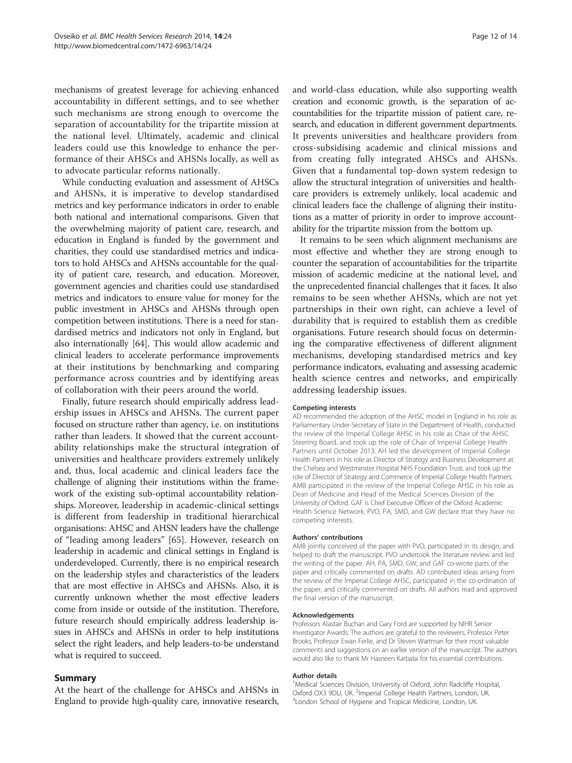mechanisms of greatest leverage for achieving enhanced accountability in different settings, and to see whether such mechanisms are strong enough to overcome the separation of accountability for the tripartite mission at the national level. Ultimately, academic and clinical leaders could use this knowledge to enhance the performance of their AHSCs and AHSNs locally, as well as to advocate particular reforms nationally.

While conducting evaluation and assessment of AHSCs and AHSNs, it is imperative to develop standardised metrics and key performance indicators in order to enable both national and international comparisons. Given that the overwhelming majority of patient care, research, and education in England is funded by the government and charities, they could use standardised metrics and indicators to hold AHSCs and AHSNs accountable for the quality of patient care, research, and education. Moreover, government agencies and charities could use standardised metrics and indicators to ensure value for money for the public investment in AHSCs and AHSNs through open competition between institutions. There is a need for standardised metrics and indicators not only in England, but also internationally [64]. This would allow academic and clinical leaders to accelerate performance improvements at their institutions by benchmarking and comparing performance across countries and by identifying areas of collaboration with their peers around the world.

Finally, future research should empirically address leadership issues in AHSCs and AHSNs. The current paper focused on structure rather than agency, i.e. on institutions rather than leaders. It showed that the current accountability relationships make the structural integration of universities and healthcare providers extremely unlikely and, thus, local academic and clinical leaders face the challenge of aligning their institutions within the framework of the existing sub-optimal accountability relationships. Moreover, leadership in academic-clinical settings is different from leadership in traditional hierarchical organisations: AHSC and AHSN leaders have the challenge of "leading among leaders" [65]. However, research on leadership in academic and clinical settings in England is underdeveloped. Currently, there is no empirical research on the leadership styles and characteristics of the leaders that are most effective in AHSCs and AHSNs. Also, it is currently unknown whether the most effective leaders come from inside or outside of the institution. Therefore, future research should empirically address leadership issues in AHSCs and AHSNs in order to help institutions select the right leaders, and help leaders-to-be understand what is required to succeed.

## Summary

At the heart of the challenge for AHSCs and AHSNs in England to provide high-quality care, innovative research, and world-class education, while also supporting wealth creation and economic growth, is the separation of accountabilities for the tripartite mission of patient care, research, and education in different government departments. It prevents universities and healthcare providers from cross-subsidising academic and clinical missions and from creating fully integrated AHSCs and AHSNs. Given that a fundamental top-down system redesign to allow the structural integration of universities and healthcare providers is extremely unlikely, local academic and clinical leaders face the challenge of aligning their institutions as a matter of priority in order to improve accountability for the tripartite mission from the bottom up.

It remains to be seen which alignment mechanisms are most effective and whether they are strong enough to counter the separation of accountabilities for the tripartite mission of academic medicine at the national level, and the unprecedented financial challenges that it faces. It also remains to be seen whether AHSNs, which are not yet partnerships in their own right, can achieve a level of durability that is required to establish them as credible organisations. Future research should focus on determining the comparative effectiveness of different alignment mechanisms, developing standardised metrics and key performance indicators, evaluating and assessing academic health science centres and networks, and empirically addressing leadership issues.

#### Competing interests

AD recommended the adoption of the AHSC model in England in his role as Parliamentary Under-Secretary of State in the Department of Health, conducted the review of the Imperial College AHSC in his role as Chair of the AHSC Steering Board, and took up the role of Chair of Imperial College Health Partners until October 2013. AH led the development of Imperial College Health Partners in his role as Director of Strategy and Business Development at the Chelsea and Westminster Hospital NHS Foundation Trust, and took up the role of Director of Strategy and Commerce of Imperial College Health Partners. AMB participated in the review of the Imperial College AHSC in his role as Dean of Medicine and Head of the Medical Sciences Division of the University of Oxford. GAF is Chief Executive Officer of the Oxford Academic Health Science Network. PVO, PA, SMD, and GW declare that they have no competing interests.

#### Authors' contributions

AMB jointly conceived of the paper with PVO, participated in its design, and helped to draft the manuscript. PVO undertook the literature review and led the writing of the paper. AH, PA, SMD, GW, and GAF co-wrote parts of the paper and critically commented on drafts. AD contributed ideas arising from the review of the Imperial College AHSC, participated in the co-ordination of the paper, and critically commented on drafts. All authors read and approved the final version of the manuscript.

#### Acknowledgements

Professors Alastair Buchan and Gary Ford are supported by NIHR Senior Investigator Awards. The authors are grateful to the reviewers, Professor Peter Brooks, Professor Ewan Ferlie, and Dr Steven Wartman for their most valuable comments and suggestions on an earlier version of the manuscript. The authors would also like to thank Mr Hasneen Karbalai for his essential contributions.

#### Author details

[1]Medical Sciences Division, University of Oxford, John Radcliffe Hospital, Oxford OX3 9DU, UK. [2]Imperial College Health Partners, London, UK. [3]London School of Hygiene and Tropical Medicine, London, UK.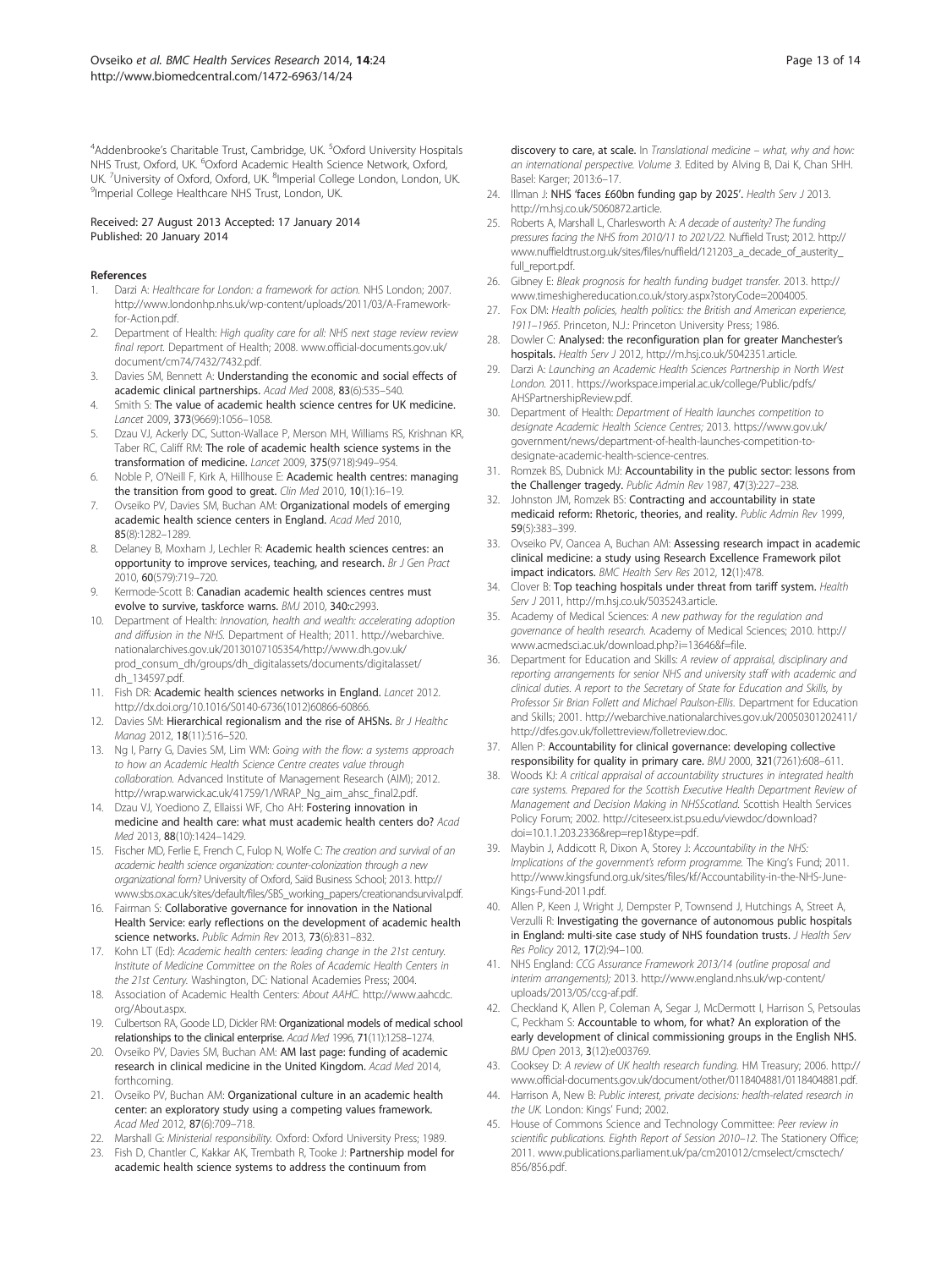[4]Addenbrooke's Charitable Trust, Cambridge, UK. [5]Oxford University Hospitals NHS Trust, Oxford, UK. [6]Oxford Academic Health Science Network, Oxford, UK. [7]University of Oxford, Oxford, UK. [8]Imperial College London, London, UK. [9]Imperial College Healthcare NHS Trust, London, UK.

Received: 27 August 2013 Accepted: 17 January 2014
Published: 20 January 2014

## References

1. Darzi A: *Healthcare for London: a framework for action.* NHS London; 2007. http://www.londonhp.nhs.uk/wp-content/uploads/2011/03/A-Framework-for-Action.pdf.
2. Department of Health: *High quality care for all: NHS next stage review review final report.* Department of Health; 2008. www.official-documents.gov.uk/document/cm74/7432/7432.pdf.
3. Davies SM, Bennett A: **Understanding the economic and social effects of academic clinical partnerships.** *Acad Med* 2008, **83**(6):535–540.
4. Smith S: **The value of academic health science centres for UK medicine.** *Lancet* 2009, **373**(9669):1056–1058.
5. Dzau VJ, Ackerly DC, Sutton-Wallace P, Merson MH, Williams RS, Krishnan KR, Taber RC, Califf RM: **The role of academic health science systems in the transformation of medicine.** *Lancet* 2009, **375**(9718):949–954.
6. Noble P, O'Neill F, Kirk A, Hillhouse E: **Academic health centres: managing the transition from good to great.** *Clin Med* 2010, **10**(1):16–19.
7. Ovseiko PV, Davies SM, Buchan AM: **Organizational models of emerging academic health science centers in England.** *Acad Med* 2010, **85**(8):1282–1289.
8. Delaney B, Moxham J, Lechler R: **Academic health sciences centres: an opportunity to improve services, teaching, and research.** *Br J Gen Pract* 2010, **60**(579):719–720.
9. Kermode-Scott B: **Canadian academic health sciences centres must evolve to survive, taskforce warns.** *BMJ* 2010, **340:**c2993.
10. Department of Health: *Innovation, health and wealth: accelerating adoption and diffusion in the NHS.* Department of Health; 2011. http://webarchive.nationalarchives.gov.uk/20130107105354/http://www.dh.gov.uk/prod_consum_dh/groups/dh_digitalassets/documents/digitalasset/dh_134597.pdf.
11. Fish DR: **Academic health sciences networks in England.** *Lancet* 2012. http://dx.doi.org/10.1016/S0140-6736(1012)60866-60866.
12. Davies SM: **Hierarchical regionalism and the rise of AHSNs.** *Br J Healthc Manag* 2012, **18**(11):516–520.
13. Ng I, Parry G, Davies SM, Lim WM: *Going with the flow: a systems approach to how an Academic Health Science Centre creates value through collaboration.* Advanced Institute of Management Research (AIM); 2012. http://wrap.warwick.ac.uk/41759/1/WRAP_Ng_aim_ahsc_final2.pdf.
14. Dzau VJ, Yoediono Z, Ellaissi WF, Cho AH: **Fostering innovation in medicine and health care: what must academic health centers do?** *Acad Med* 2013, **88**(10):1424–1429.
15. Fischer MD, Ferlie E, French C, Fulop N, Wolfe C: *The creation and survival of an academic health science organization: counter-colonization through a new organizational form?* University of Oxford, Saïd Business School; 2013. http://www.sbs.ox.ac.uk/sites/default/files/SBS_working_papers/creationandsurvival.pdf.
16. Fairman S: **Collaborative governance for innovation in the National Health Service: early reflections on the development of academic health science networks.** *Public Admin Rev* 2013, **73**(6):831–832.
17. Kohn LT (Ed): *Academic health centers: leading change in the 21st century. Institute of Medicine Committee on the Roles of Academic Health Centers in the 21st Century.* Washington, DC: National Academies Press; 2004.
18. Association of Academic Health Centers: *About AAHC.* http://www.aahcdc.org/About.aspx.
19. Culbertson RA, Goode LD, Dickler RM: **Organizational models of medical school relationships to the clinical enterprise.** *Acad Med* 1996, **71**(11):1258–1274.
20. Ovseiko PV, Davies SM, Buchan AM: **AM last page: funding of academic research in clinical medicine in the United Kingdom.** *Acad Med* 2014, forthcoming.
21. Ovseiko PV, Buchan AM: **Organizational culture in an academic health center: an exploratory study using a competing values framework.** *Acad Med* 2012, **87**(6):709–718.
22. Marshall G: *Ministerial responsibility.* Oxford: Oxford University Press; 1989.
23. Fish D, Chantler C, Kakkar AK, Trembath R, Tooke J: **Partnership model for academic health science systems to address the continuum from discovery to care, at scale.** In *Translational medicine – what, why and how: an international perspective. Volume 3.* Edited by Alving B, Dai K, Chan SHH. Basel: Karger; 2013:6–17.
24. Illman J: **NHS 'faces £60bn funding gap by 2025'.** *Health Serv J* 2013. http://m.hsj.co.uk/5060872.article.
25. Roberts A, Marshall L, Charlesworth A: *A decade of austerity? The funding pressures facing the NHS from 2010/11 to 2021/22.* Nuffield Trust; 2012. http://www.nuffieldtrust.org.uk/sites/files/nuffield/121203_a_decade_of_austerity_full_report.pdf.
26. Gibney E: *Bleak prognosis for health funding budget transfer.* 2013. http://www.timeshighereducation.co.uk/story.aspx?storyCode=2004005.
27. Fox DM: *Health policies, health politics: the British and American experience, 1911–1965.* Princeton, N.J.: Princeton University Press; 1986.
28. Dowler C: **Analysed: the reconfiguration plan for greater Manchester's hospitals.** *Health Serv J* 2012, http://m.hsj.co.uk/5042351.article.
29. Darzi A: *Launching an Academic Health Sciences Partnership in North West London.* 2011. https://workspace.imperial.ac.uk/college/Public/pdfs/AHSPartnershipReview.pdf.
30. Department of Health: *Department of Health launches competition to designate Academic Health Science Centres;* 2013. https://www.gov.uk/government/news/department-of-health-launches-competition-to-designate-academic-health-science-centres.
31. Romzek BS, Dubnick MJ: **Accountability in the public sector: lessons from the Challenger tragedy.** *Public Admin Rev* 1987, **47**(3):227–238.
32. Johnston JM, Romzek BS: **Contracting and accountability in state medicaid reform: Rhetoric, theories, and reality.** *Public Admin Rev* 1999, **59**(5):383–399.
33. Ovseiko PV, Oancea A, Buchan AM: **Assessing research impact in academic clinical medicine: a study using Research Excellence Framework pilot impact indicators.** *BMC Health Serv Res* 2012, **12**(1):478.
34. Clover B: **Top teaching hospitals under threat from tariff system.** *Health Serv J* 2011, http://m.hsj.co.uk/5035243.article.
35. Academy of Medical Sciences: *A new pathway for the regulation and governance of health research.* Academy of Medical Sciences; 2010. http://www.acmedsci.ac.uk/download.php?i=13646&f=file.
36. Department for Education and Skills: *A review of appraisal, disciplinary and reporting arrangements for senior NHS and university staff with academic and clinical duties. A report to the Secretary of State for Education and Skills, by Professor Sir Brian Follett and Michael Paulson-Ellis.* Department for Education and Skills; 2001. http://webarchive.nationalarchives.gov.uk/20050301202411/http://dfes.gov.uk/follettreview/folletreview.doc.
37. Allen P: **Accountability for clinical governance: developing collective responsibility for quality in primary care.** *BMJ* 2000, **321**(7261):608–611.
38. Woods KJ: *A critical appraisal of accountability structures in integrated health care systems. Prepared for the Scottish Executive Health Department Review of Management and Decision Making in NHSScotland.* Scottish Health Services Policy Forum; 2002. http://citeseerx.ist.psu.edu/viewdoc/download?doi=10.1.1.203.2336&rep=rep1&type=pdf.
39. Maybin J, Addicott R, Dixon A, Storey J: *Accountability in the NHS: Implications of the government's reform programme.* The King's Fund; 2011. http://www.kingsfund.org.uk/sites/files/kf/Accountability-in-the-NHS-June-Kings-Fund-2011.pdf.
40. Allen P, Keen J, Wright J, Dempster P, Townsend J, Hutchings A, Street A, Verzulli R: **Investigating the governance of autonomous public hospitals in England: multi-site case study of NHS foundation trusts.** *J Health Serv Res Policy* 2012, **17**(2):94–100.
41. NHS England: *CCG Assurance Framework 2013/14 (outline proposal and interim arrangements);* 2013. http://www.england.nhs.uk/wp-content/uploads/2013/05/ccg-af.pdf.
42. Checkland K, Allen P, Coleman A, Segar J, McDermott I, Harrison S, Petsoulas C, Peckham S: **Accountable to whom, for what? An exploration of the early development of clinical commissioning groups in the English NHS.** *BMJ Open* 2013, **3**(12):e003769.
43. Cooksey D: *A review of UK health research funding.* HM Treasury; 2006. http://www.official-documents.gov.uk/document/other/0118404881/0118404881.pdf.
44. Harrison A, New B: *Public interest, private decisions: health-related research in the UK.* London: Kings' Fund; 2002.
45. House of Commons Science and Technology Committee: *Peer review in scientific publications. Eighth Report of Session 2010–12.* The Stationery Office; 2011. www.publications.parliament.uk/pa/cm201012/cmselect/cmsctech/856/856.pdf.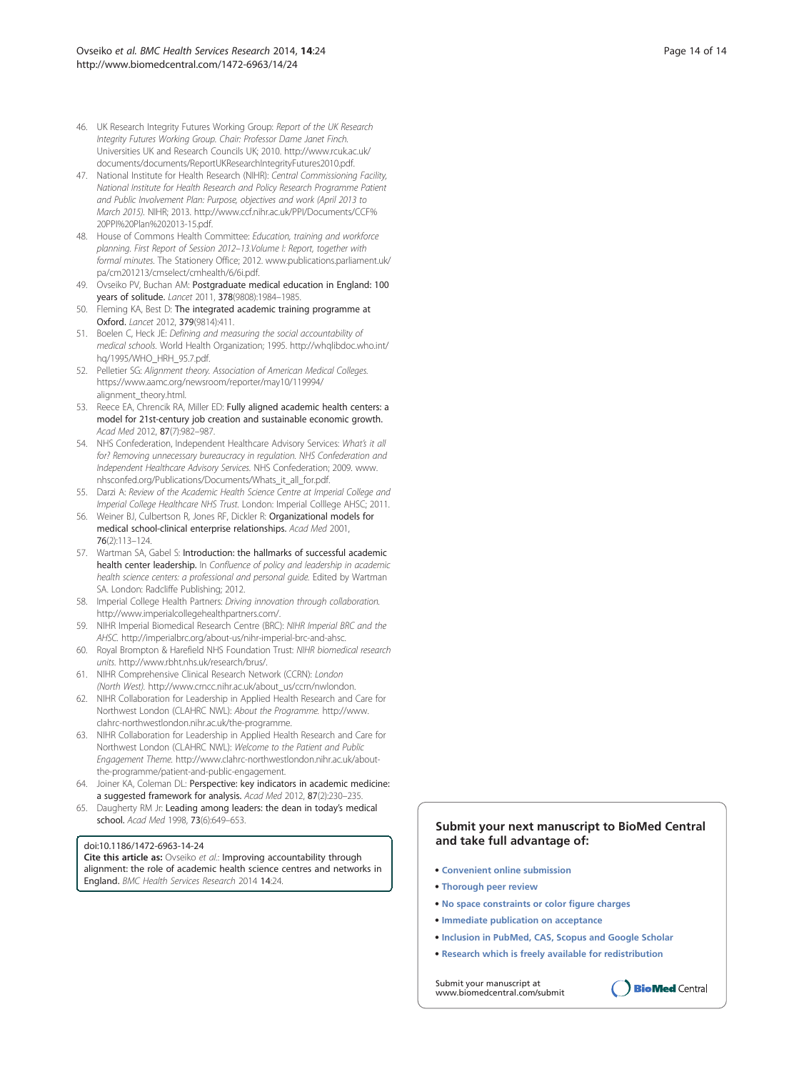46. UK Research Integrity Futures Working Group: *Report of the UK Research Integrity Futures Working Group. Chair: Professor Dame Janet Finch.* Universities UK and Research Councils UK; 2010. http://www.rcuk.ac.uk/documents/documents/ReportUKResearchIntegrityFutures2010.pdf.
47. National Institute for Health Research (NIHR): *Central Commissioning Facility, National Institute for Health Research and Policy Research Programme Patient and Public Involvement Plan: Purpose, objectives and work (April 2013 to March 2015).* NIHR; 2013. http://www.ccf.nihr.ac.uk/PPI/Documents/CCF%20PPI%20Plan%202013-15.pdf.
48. House of Commons Health Committee: *Education, training and workforce planning. First Report of Session 2012–13.Volume I: Report, together with formal minutes.* The Stationery Office; 2012. www.publications.parliament.uk/pa/cm201213/cmselect/cmhealth/6/6i.pdf.
49. Ovseiko PV, Buchan AM: **Postgraduate medical education in England: 100 years of solitude.** *Lancet* 2011, **378**(9808):1984–1985.
50. Fleming KA, Best D: **The integrated academic training programme at Oxford.** *Lancet* 2012, **379**(9814):411.
51. Boelen C, Heck JE: *Defining and measuring the social accountability of medical schools.* World Health Organization; 1995. http://whqlibdoc.who.int/hq/1995/WHO_HRH_95.7.pdf.
52. Pelletier SG: *Alignment theory. Association of American Medical Colleges.* https://www.aamc.org/newsroom/reporter/may10/119994/alignment_theory.html.
53. Reece EA, Chrencik RA, Miller ED: **Fully aligned academic health centers: a model for 21st-century job creation and sustainable economic growth.** *Acad Med* 2012, **87**(7):982–987.
54. NHS Confederation, Independent Healthcare Advisory Services: *What's it all for? Removing unnecessary bureaucracy in regulation. NHS Confederation and Independent Healthcare Advisory Services.* NHS Confederation; 2009. www.nhsconfed.org/Publications/Documents/Whats_it_all_for.pdf.
55. Darzi A: *Review of the Academic Health Science Centre at Imperial College and Imperial College Healthcare NHS Trust.* London: Imperial Colllege AHSC; 2011.
56. Weiner BJ, Culbertson R, Jones RF, Dickler R: **Organizational models for medical school-clinical enterprise relationships.** *Acad Med* 2001, **76**(2):113–124.
57. Wartman SA, Gabel S: **Introduction: the hallmarks of successful academic health center leadership.** In *Confluence of policy and leadership in academic health science centers: a professional and personal guide.* Edited by Wartman SA. London: Radcliffe Publishing; 2012.
58. Imperial College Health Partners: *Driving innovation through collaboration.* http://www.imperialcollegehealthpartners.com/.
59. NIHR Imperial Biomedical Research Centre (BRC): *NIHR Imperial BRC and the AHSC.* http://imperialbrc.org/about-us/nihr-imperial-brc-and-ahsc.
60. Royal Brompton & Harefield NHS Foundation Trust: *NIHR biomedical research units.* http://www.rbht.nhs.uk/research/brus/.
61. NIHR Comprehensive Clinical Research Network (CCRN): *London (North West).* http://www.crncc.nihr.ac.uk/about_us/ccrn/nwlondon.
62. NIHR Collaboration for Leadership in Applied Health Research and Care for Northwest London (CLAHRC NWL): *About the Programme.* http://www.clahrc-northwestlondon.nihr.ac.uk/the-programme.
63. NIHR Collaboration for Leadership in Applied Health Research and Care for Northwest London (CLAHRC NWL): *Welcome to the Patient and Public Engagement Theme.* http://www.clahrc-northwestlondon.nihr.ac.uk/about-the-programme/patient-and-public-engagement.
64. Joiner KA, Coleman DL: **Perspective: key indicators in academic medicine: a suggested framework for analysis.** *Acad Med* 2012, **87**(2):230–235.
65. Daugherty RM Jr: **Leading among leaders: the dean in today's medical school.** *Acad Med* 1998, **73**(6):649–653.

doi:10.1186/1472-6963-14-24
**Cite this article as:** Ovseiko *et al.*: Improving accountability through alignment: the role of academic health science centres and networks in England. *BMC Health Services Research* 2014 **14**:24.

**Submit your next manuscript to BioMed Central and take full advantage of:**

- **Convenient online submission**
- **Thorough peer review**
- **No space constraints or color figure charges**
- **Immediate publication on acceptance**
- **Inclusion in PubMed, CAS, Scopus and Google Scholar**
- **Research which is freely available for redistribution**

Submit your manuscript at www.biomedcentral.com/submit

BioMed Central